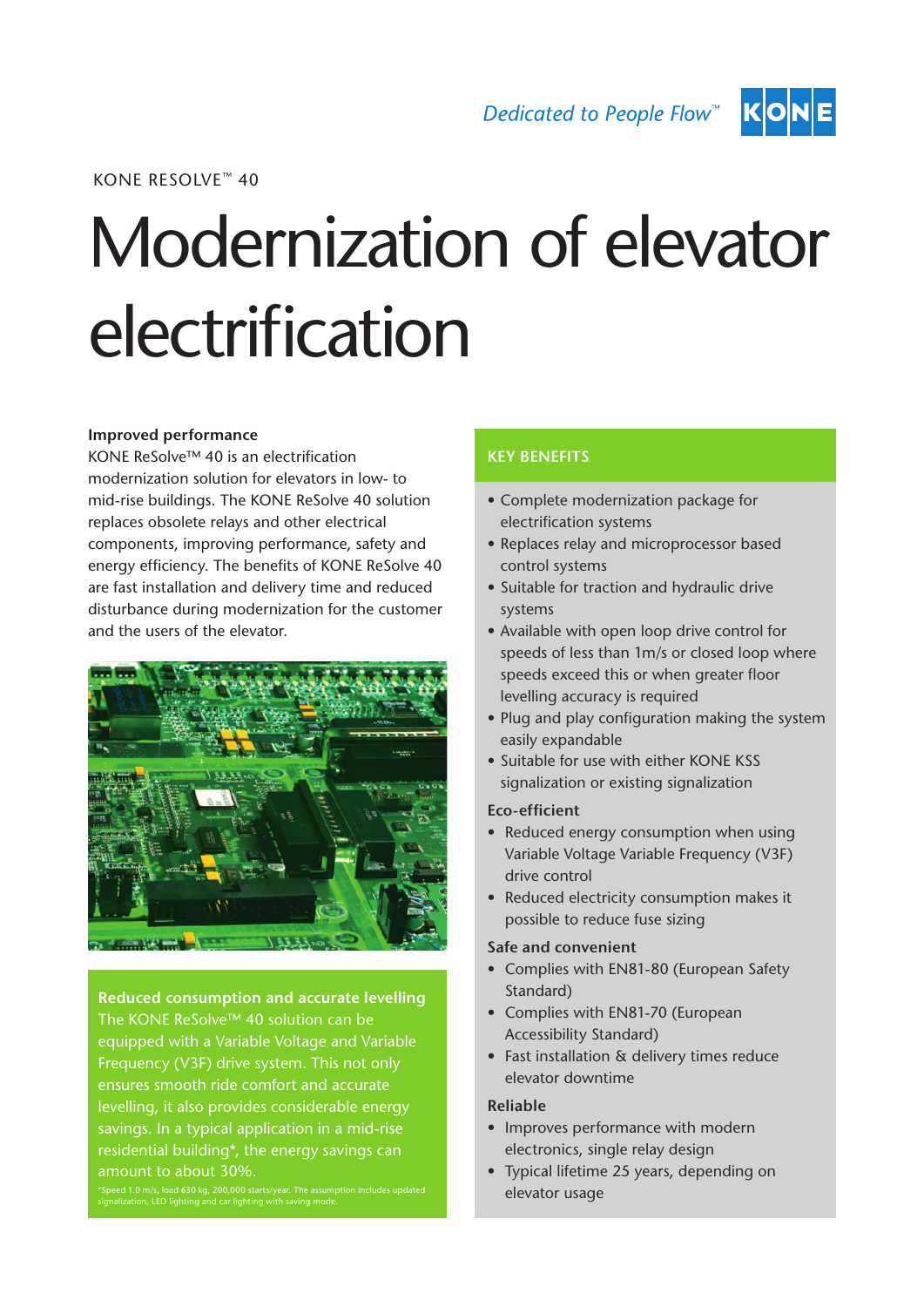Dedicated to People Flow™ KONE

KONE RESOLVE™ 40

# Modernization of elevator electrification

**Improved performance**

KONE ReSolve™ 40 is an electrification modernization solution for elevators in low- to mid-rise buildings. The KONE ReSolve 40 solution replaces obsolete relays and other electrical components, improving performance, safety and energy efficiency. The benefits of KONE ReSolve 40 are fast installation and delivery time and reduced disturbance during modernization for the customer and the users of the elevator.

**Reduced consumption and accurate levelling**

The KONE ReSolve™ 40 solution can be equipped with a Variable Voltage and Variable Frequency (V3F) drive system. This not only ensures smooth ride comfort and accurate levelling, it also provides considerable energy savings. In a typical application in a mid-rise residential building*, the energy savings can amount to about 30%.

*Speed 1.0 m/s, load 630 kg, 200,000 starts/year. The assumption includes updated signalization, LED lighting and car lighting with saving mode.

## KEY BENEFITS

- Complete modernization package for electrification systems
- Replaces relay and microprocessor based control systems
- Suitable for traction and hydraulic drive systems
- Available with open loop drive control for speeds of less than 1m/s or closed loop where speeds exceed this or when greater floor levelling accuracy is required
- Plug and play configuration making the system easily expandable
- Suitable for use with either KONE KSS signalization or existing signalization

**Eco-efficient**

- Reduced energy consumption when using Variable Voltage Variable Frequency (V3F) drive control
- Reduced electricity consumption makes it possible to reduce fuse sizing

**Safe and convenient**

- Complies with EN81-80 (European Safety Standard)
- Complies with EN81-70 (European Accessibility Standard)
- Fast installation & delivery times reduce elevator downtime

**Reliable**

- Improves performance with modern electronics, single relay design
- Typical lifetime 25 years, depending on elevator usage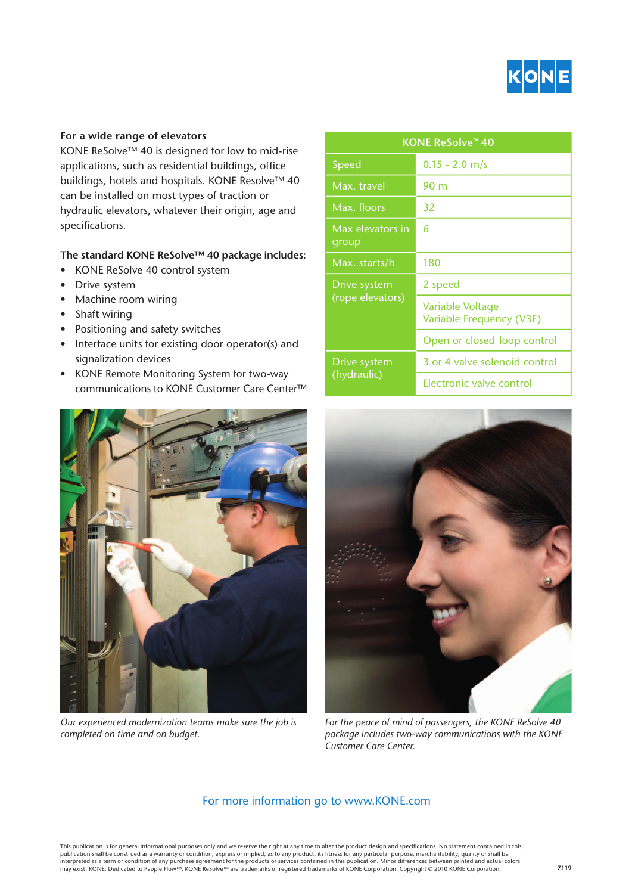### For a wide range of elevators

KONE ReSolve™ 40 is designed for low to mid-rise applications, such as residential buildings, office buildings, hotels and hospitals. KONE Resolve™ 40 can be installed on most types of traction or hydraulic elevators, whatever their origin, age and specifications.

### The standard KONE ReSolve™ 40 package includes:

- KONE ReSolve 40 control system
- Drive system
- Machine room wiring
- Shaft wiring
- Positioning and safety switches
- Interface units for existing door operator(s) and signalization devices
- KONE Remote Monitoring System for two-way communications to KONE Customer Care Center™

| KONE ReSolve™ 40 | |
|---|---|
| Speed | 0.15 - 2.0 m/s |
| Max. travel | 90 m |
| Max. floors | 32 |
| Max elevators in group | 6 |
| Max. starts/h | 180 |
| Drive system (rope elevators) | 2 speed |
| | Variable Voltage Variable Frequency (V3F) |
| | Open or closed loop control |
| Drive system (hydraulic) | 3 or 4 valve solenoid control |
| | Electronic valve control |

*Our experienced modernization teams make sure the job is completed on time and on budget.*

*For the peace of mind of passengers, the KONE ReSolve 40 package includes two-way communications with the KONE Customer Care Center.*

For more information go to www.KONE.com

This publication is for general informational purposes only and we reserve the right at any time to alter the product design and specifications. No statement contained in this publication shall be construed as a warranty or condition, express or implied, as to any product, its fitness for any particular purpose, merchantability, quality or shall be interpreted as a term or condition of any purchase agreement for the products or services contained in this publication. Minor differences between printed and actual colors may exist. KONE, Dedicated to People Flow™, KONE ReSolve™ are trademarks or registered trademarks of KONE Corporation. Copyright © 2010 KONE Corporation.

7119